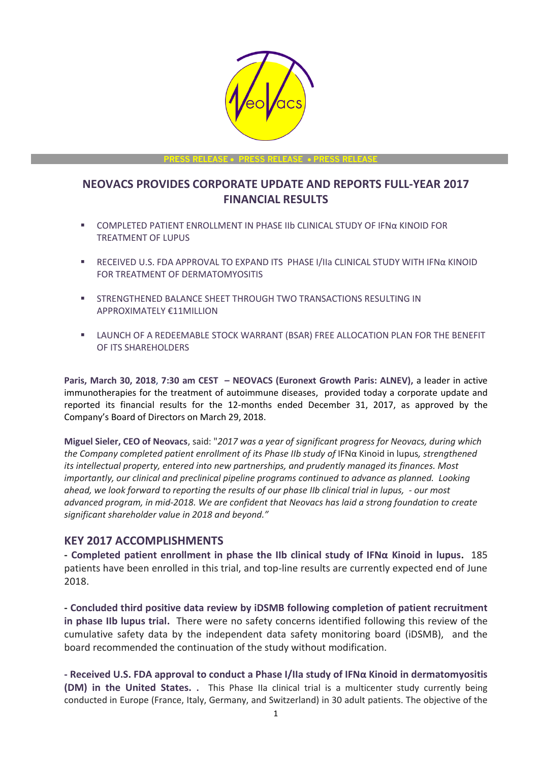PRESS RELEASE • PRESS RELEASE • PRESS RELEASE

# NEOVACS PROVIDES CORPORATE UPDATE AND REPORTS FULL-YEAR 2017 FINANCIAL RESULTS

- COMPLETED PATIENT ENROLLMENT IN PHASE IIb CLINICAL STUDY OF IFNα KINOID FOR TREATMENT OF LUPUS
- RECEIVED U.S. FDA APPROVAL TO EXPAND ITS PHASE I/IIa CLINICAL STUDY WITH IFNα KINOID FOR TREATMENT OF DERMATOMYOSITIS
- STRENGTHENED BALANCE SHEET THROUGH TWO TRANSACTIONS RESULTING IN APPROXIMATELY €11MILLION
- LAUNCH OF A REDEEMABLE STOCK WARRANT (BSAR) FREE ALLOCATION PLAN FOR THE BENEFIT OF ITS SHAREHOLDERS

**Paris, March 30, 2018, 7:30 am CEST – NEOVACS (Euronext Growth Paris: ALNEV),** a leader in active immunotherapies for the treatment of autoimmune diseases, provided today a corporate update and reported its financial results for the 12-months ended December 31, 2017, as approved by the Company's Board of Directors on March 29, 2018.

**Miguel Sieler, CEO of Neovacs**, said: "*2017 was a year of significant progress for Neovacs, during which the Company completed patient enrollment of its Phase IIb study of* IFNα Kinoid in lupus*, strengthened its intellectual property, entered into new partnerships, and prudently managed its finances. Most importantly, our clinical and preclinical pipeline programs continued to advance as planned. Looking ahead, we look forward to reporting the results of our phase IIb clinical trial in lupus, - our most advanced program, in mid-2018. We are confident that Neovacs has laid a strong foundation to create significant shareholder value in 2018 and beyond."*

## KEY 2017 ACCOMPLISHMENTS

**- Completed patient enrollment in phase the IIb clinical study of IFNα Kinoid in lupus.** 185 patients have been enrolled in this trial, and top-line results are currently expected end of June 2018.

**- Concluded third positive data review by iDSMB following completion of patient recruitment in phase IIb lupus trial.** There were no safety concerns identified following this review of the cumulative safety data by the independent data safety monitoring board (iDSMB), and the board recommended the continuation of the study without modification.

**- Received U.S. FDA approval to conduct a Phase I/IIa study of IFNα Kinoid in dermatomyositis (DM) in the United States. .** This Phase IIa clinical trial is a multicenter study currently being conducted in Europe (France, Italy, Germany, and Switzerland) in 30 adult patients. The objective of the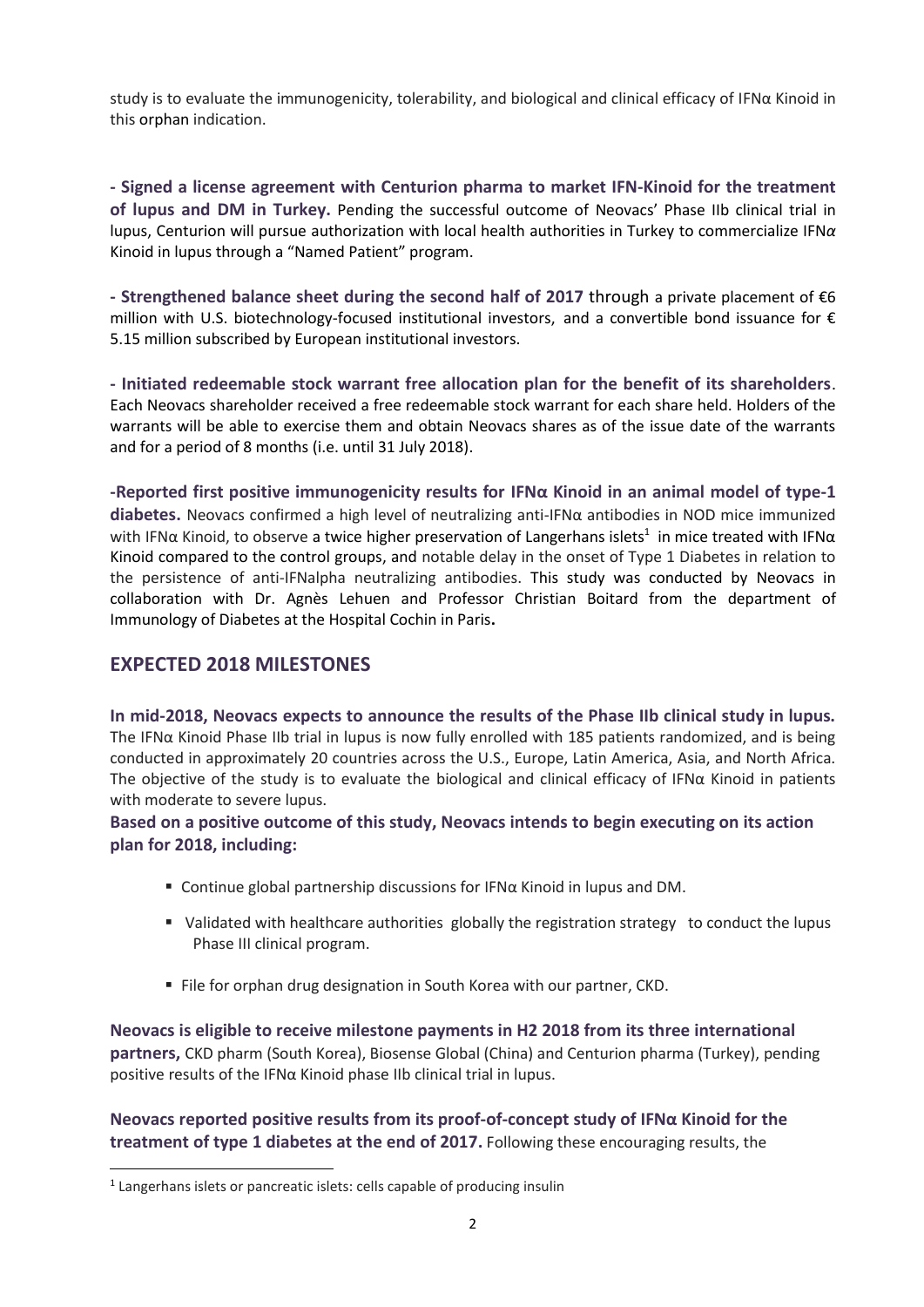study is to evaluate the immunogenicity, tolerability, and biological and clinical efficacy of IFNα Kinoid in this orphan indication.

**- Signed a license agreement with Centurion pharma to market IFN-Kinoid for the treatment of lupus and DM in Turkey.** Pending the successful outcome of Neovacs' Phase IIb clinical trial in lupus, Centurion will pursue authorization with local health authorities in Turkey to commercialize IFN*α* Kinoid in lupus through a "Named Patient" program.

**- Strengthened balance sheet during the second half of 2017** through a private placement of €6 million with U.S. biotechnology-focused institutional investors, and a convertible bond issuance for € 5.15 million subscribed by European institutional investors.

**- Initiated redeemable stock warrant free allocation plan for the benefit of its shareholders**. Each Neovacs shareholder received a free redeemable stock warrant for each share held. Holders of the warrants will be able to exercise them and obtain Neovacs shares as of the issue date of the warrants and for a period of 8 months (i.e. until 31 July 2018).

**-Reported first positive immunogenicity results for IFNα Kinoid in an animal model of type-1 diabetes.** Neovacs confirmed a high level of neutralizing anti-IFNα antibodies in NOD mice immunized with IFNα Kinoid, to observe a twice higher preservation of Langerhans islets[1] in mice treated with IFNα Kinoid compared to the control groups, and notable delay in the onset of Type 1 Diabetes in relation to the persistence of anti-IFNalpha neutralizing antibodies. This study was conducted by Neovacs in collaboration with Dr. Agnès Lehuen and Professor Christian Boitard from the department of Immunology of Diabetes at the Hospital Cochin in Paris**.**

## EXPECTED 2018 MILESTONES

**In mid-2018, Neovacs expects to announce the results of the Phase IIb clinical study in lupus.** The IFNα Kinoid Phase IIb trial in lupus is now fully enrolled with 185 patients randomized, and is being conducted in approximately 20 countries across the U.S., Europe, Latin America, Asia, and North Africa. The objective of the study is to evaluate the biological and clinical efficacy of IFNα Kinoid in patients with moderate to severe lupus.

**Based on a positive outcome of this study, Neovacs intends to begin executing on its action plan for 2018, including:**

- Continue global partnership discussions for IFNα Kinoid in lupus and DM.
- Validated with healthcare authorities globally the registration strategy to conduct the lupus Phase III clinical program.
- File for orphan drug designation in South Korea with our partner, CKD.

**Neovacs is eligible to receive milestone payments in H2 2018 from its three international partners,** CKD pharm (South Korea), Biosense Global (China) and Centurion pharma (Turkey), pending positive results of the IFNα Kinoid phase IIb clinical trial in lupus.

**Neovacs reported positive results from its proof-of-concept study of IFNα Kinoid for the treatment of type 1 diabetes at the end of 2017.** Following these encouraging results, the

[1] Langerhans islets or pancreatic islets: cells capable of producing insulin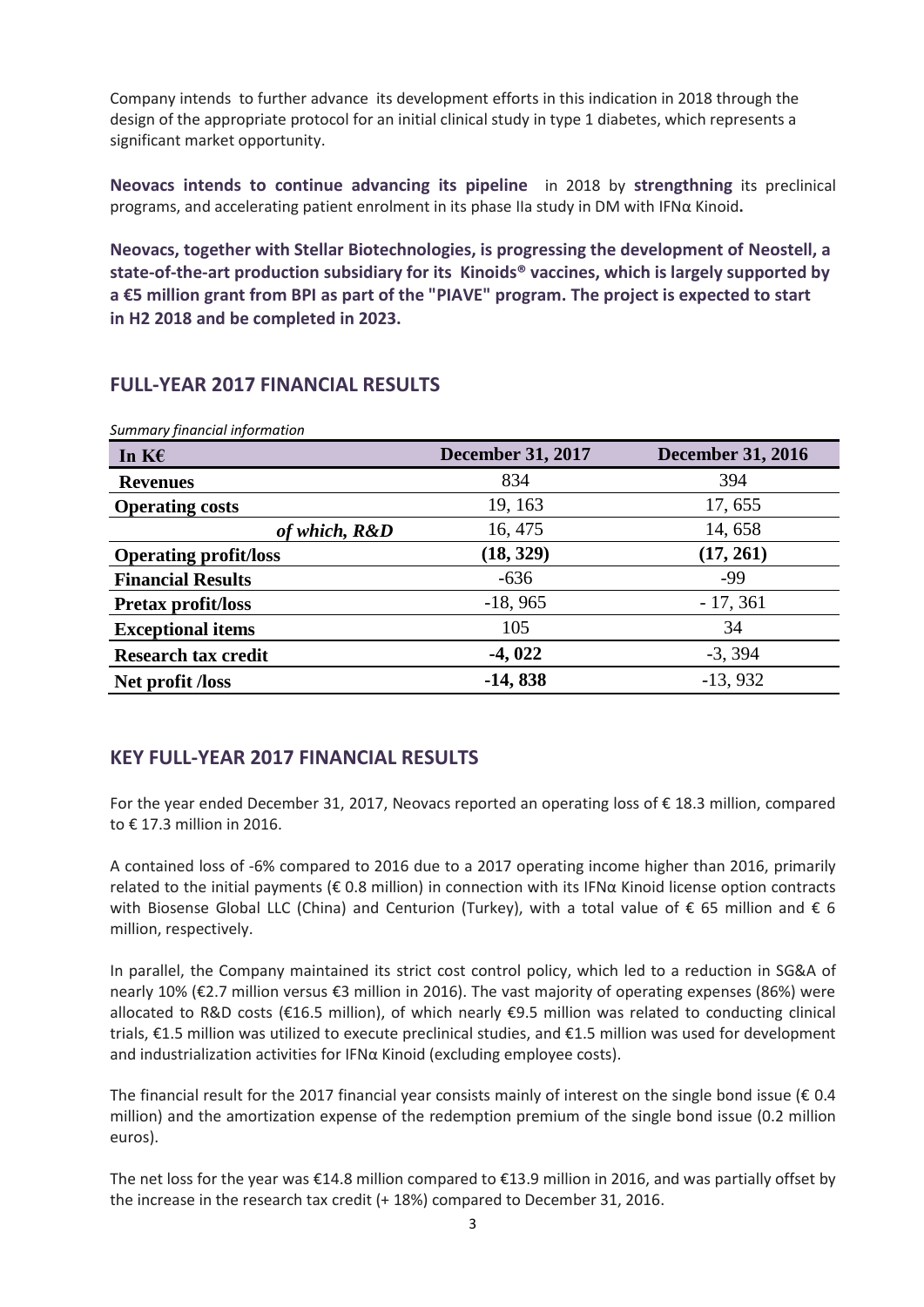Company intends to further advance its development efforts in this indication in 2018 through the design of the appropriate protocol for an initial clinical study in type 1 diabetes, which represents a significant market opportunity.

**Neovacs intends to continue advancing its pipeline** in 2018 by **strengthning** its preclinical programs, and accelerating patient enrolment in its phase IIa study in DM with IFNα Kinoid**.**

**Neovacs, together with Stellar Biotechnologies, is progressing the development of Neostell, a state-of-the-art production subsidiary for its Kinoids® vaccines, which is largely supported by a €5 million grant from BPI as part of the "PIAVE" program. The project is expected to start in H2 2018 and be completed in 2023.**

## FULL-YEAR 2017 FINANCIAL RESULTS

*Summary financial information*

| In K€ | December 31, 2017 | December 31, 2016 |
|---|---|---|
| **Revenues** | 834 | 394 |
| **Operating costs** | 19, 163 | 17, 655 |
| ***of which, R&D*** | 16, 475 | 14, 658 |
| **Operating profit/loss** | **(18, 329)** | **(17, 261)** |
| **Financial Results** | -636 | -99 |
| **Pretax profit/loss** | -18, 965 | - 17, 361 |
| **Exceptional items** | 105 | 34 |
| **Research tax credit** | **-4, 022** | -3, 394 |
| **Net profit /loss** | **-14, 838** | -13, 932 |

## KEY FULL-YEAR 2017 FINANCIAL RESULTS

For the year ended December 31, 2017, Neovacs reported an operating loss of € 18.3 million, compared to € 17.3 million in 2016.

A contained loss of -6% compared to 2016 due to a 2017 operating income higher than 2016, primarily related to the initial payments (€ 0.8 million) in connection with its IFNα Kinoid license option contracts with Biosense Global LLC (China) and Centurion (Turkey), with a total value of € 65 million and € 6 million, respectively.

In parallel, the Company maintained its strict cost control policy, which led to a reduction in SG&A of nearly 10% (€2.7 million versus €3 million in 2016). The vast majority of operating expenses (86%) were allocated to R&D costs (€16.5 million), of which nearly €9.5 million was related to conducting clinical trials, €1.5 million was utilized to execute preclinical studies, and €1.5 million was used for development and industrialization activities for IFNα Kinoid (excluding employee costs).

The financial result for the 2017 financial year consists mainly of interest on the single bond issue (€ 0.4 million) and the amortization expense of the redemption premium of the single bond issue (0.2 million euros).

The net loss for the year was €14.8 million compared to €13.9 million in 2016, and was partially offset by the increase in the research tax credit (+ 18%) compared to December 31, 2016.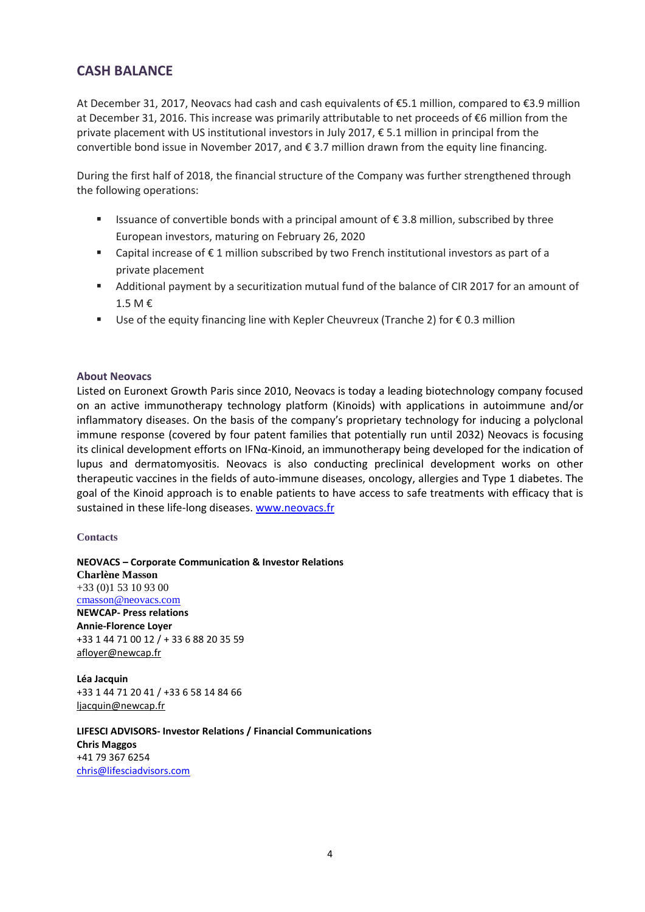## CASH BALANCE

At December 31, 2017, Neovacs had cash and cash equivalents of €5.1 million, compared to €3.9 million at December 31, 2016. This increase was primarily attributable to net proceeds of €6 million from the private placement with US institutional investors in July 2017, € 5.1 million in principal from the convertible bond issue in November 2017, and € 3.7 million drawn from the equity line financing.

During the first half of 2018, the financial structure of the Company was further strengthened through the following operations:

- Issuance of convertible bonds with a principal amount of € 3.8 million, subscribed by three European investors, maturing on February 26, 2020
- Capital increase of € 1 million subscribed by two French institutional investors as part of a private placement
- Additional payment by a securitization mutual fund of the balance of CIR 2017 for an amount of 1.5 M €
- Use of the equity financing line with Kepler Cheuvreux (Tranche 2) for € 0.3 million

**About Neovacs**

Listed on Euronext Growth Paris since 2010, Neovacs is today a leading biotechnology company focused on an active immunotherapy technology platform (Kinoids) with applications in autoimmune and/or inflammatory diseases. On the basis of the company's proprietary technology for inducing a polyclonal immune response (covered by four patent families that potentially run until 2032) Neovacs is focusing its clinical development efforts on IFNα-Kinoid, an immunotherapy being developed for the indication of lupus and dermatomyositis. Neovacs is also conducting preclinical development works on other therapeutic vaccines in the fields of auto-immune diseases, oncology, allergies and Type 1 diabetes. The goal of the Kinoid approach is to enable patients to have access to safe treatments with efficacy that is sustained in these life-long diseases. www.neovacs.fr

**Contacts**

**NEOVACS – Corporate Communication & Investor Relations**
**Charlène Masson**
+33 (0)1 53 10 93 00
cmasson@neovacs.com
**NEWCAP- Press relations**
**Annie-Florence Loyer**
+33 1 44 71 00 12 / + 33 6 88 20 35 59
afloyer@newcap.fr

**Léa Jacquin**
+33 1 44 71 20 41 / +33 6 58 14 84 66
ljacquin@newcap.fr

**LIFESCI ADVISORS- Investor Relations / Financial Communications**
**Chris Maggos**
+41 79 367 6254
chris@lifesciadvisors.com